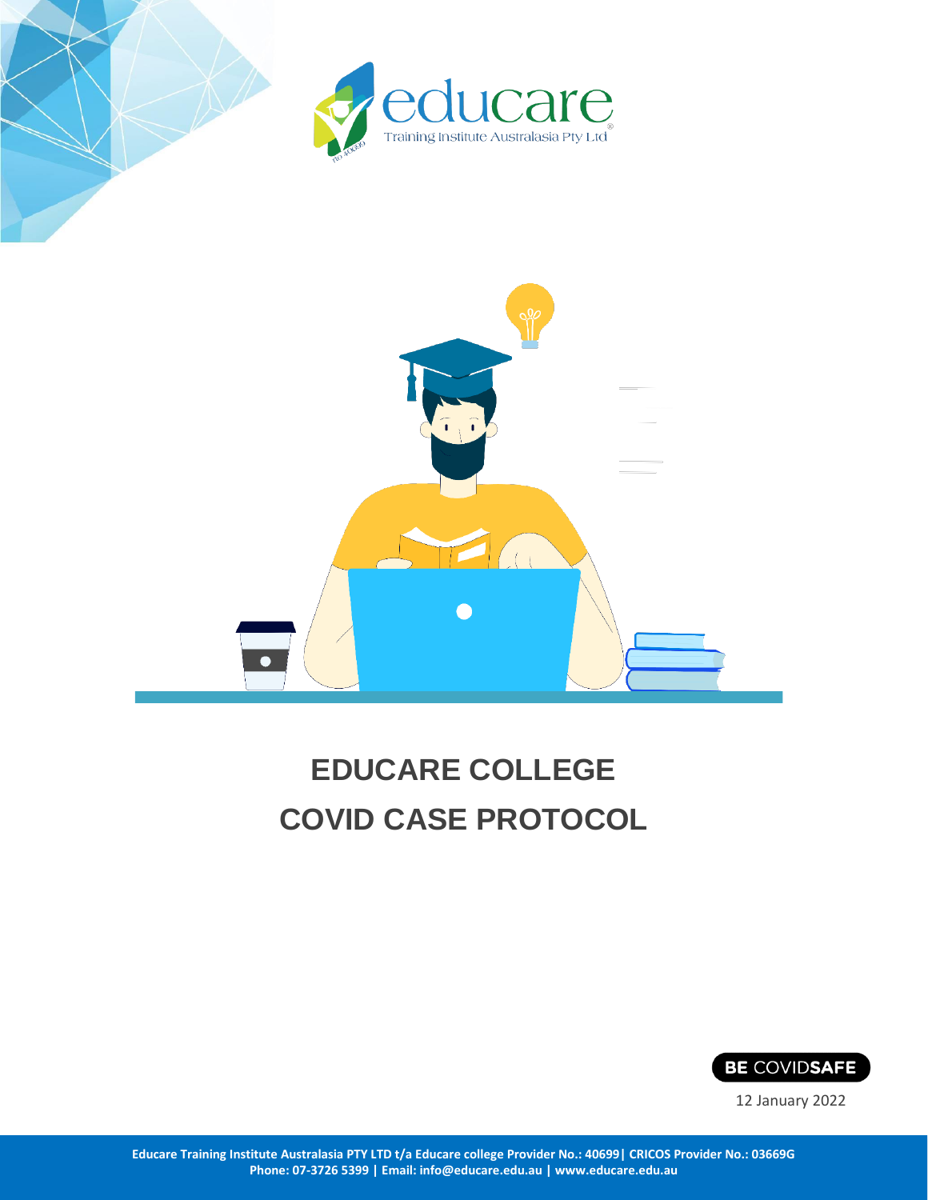educare

Training Institute Australasia Pty Ltd

# EDUCARE COLLEGE
# COVID CASE PROTOCOL

BE COVIDSAFE

12 January 2022

**Educare Training Institute Australasia PTY LTD t/a Educare college Provider No.: 40699| CRICOS Provider No.: 03669G**
**Phone: 07-3726 5399 | Email: info@educare.edu.au | www.educare.edu.au**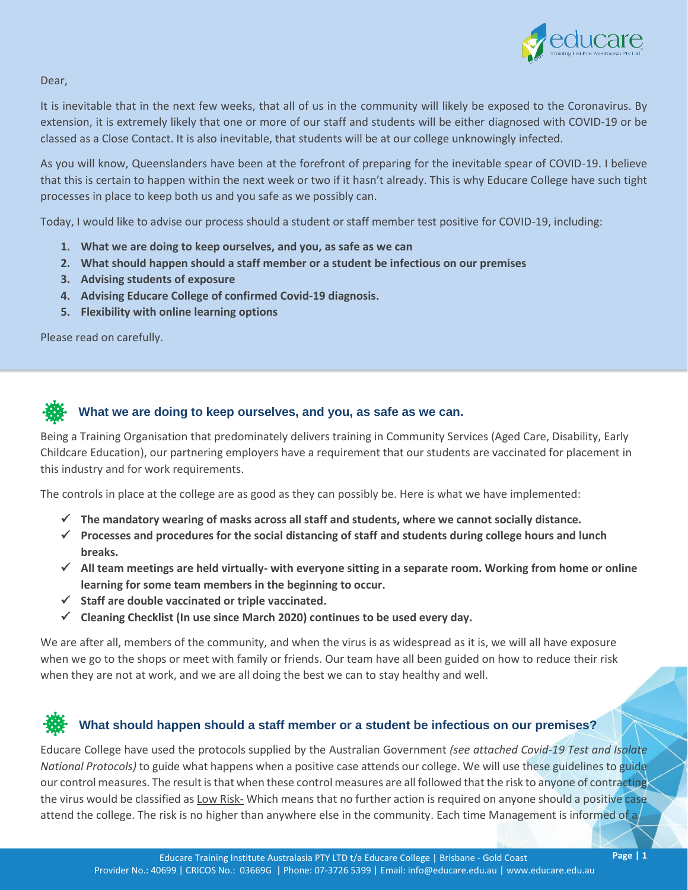Dear,

It is inevitable that in the next few weeks, that all of us in the community will likely be exposed to the Coronavirus. By extension, it is extremely likely that one or more of our staff and students will be either diagnosed with COVID-19 or be classed as a Close Contact. It is also inevitable, that students will be at our college unknowingly infected.

As you will know, Queenslanders have been at the forefront of preparing for the inevitable spear of COVID-19. I believe that this is certain to happen within the next week or two if it hasn't already. This is why Educare College have such tight processes in place to keep both us and you safe as we possibly can.

Today, I would like to advise our process should a student or staff member test positive for COVID-19, including:

1. **What we are doing to keep ourselves, and you, as safe as we can**
2. **What should happen should a staff member or a student be infectious on our premises**
3. **Advising students of exposure**
4. **Advising Educare College of confirmed Covid-19 diagnosis.**
5. **Flexibility with online learning options**

Please read on carefully.

## What we are doing to keep ourselves, and you, as safe as we can.

Being a Training Organisation that predominately delivers training in Community Services (Aged Care, Disability, Early Childcare Education), our partnering employers have a requirement that our students are vaccinated for placement in this industry and for work requirements.

The controls in place at the college are as good as they can possibly be. Here is what we have implemented:

- ✓ **The mandatory wearing of masks across all staff and students, where we cannot socially distance.**
- ✓ **Processes and procedures for the social distancing of staff and students during college hours and lunch breaks.**
- ✓ **All team meetings are held virtually- with everyone sitting in a separate room. Working from home or online learning for some team members in the beginning to occur.**
- ✓ **Staff are double vaccinated or triple vaccinated.**
- ✓ **Cleaning Checklist (In use since March 2020) continues to be used every day.**

We are after all, members of the community, and when the virus is as widespread as it is, we will all have exposure when we go to the shops or meet with family or friends. Our team have all been guided on how to reduce their risk when they are not at work, and we are all doing the best we can to stay healthy and well.

## What should happen should a staff member or a student be infectious on our premises?

Educare College have used the protocols supplied by the Australian Government *(see attached Covid-19 Test and Isolate National Protocols)* to guide what happens when a positive case attends our college. We will use these guidelines to guide our control measures. The result is that when these control measures are all followed that the risk to anyone of contracting the virus would be classified as <u>Low Risk-</u> Which means that no further action is required on anyone should a positive case attend the college. The risk is no higher than anywhere else in the community. Each time Management is informed of a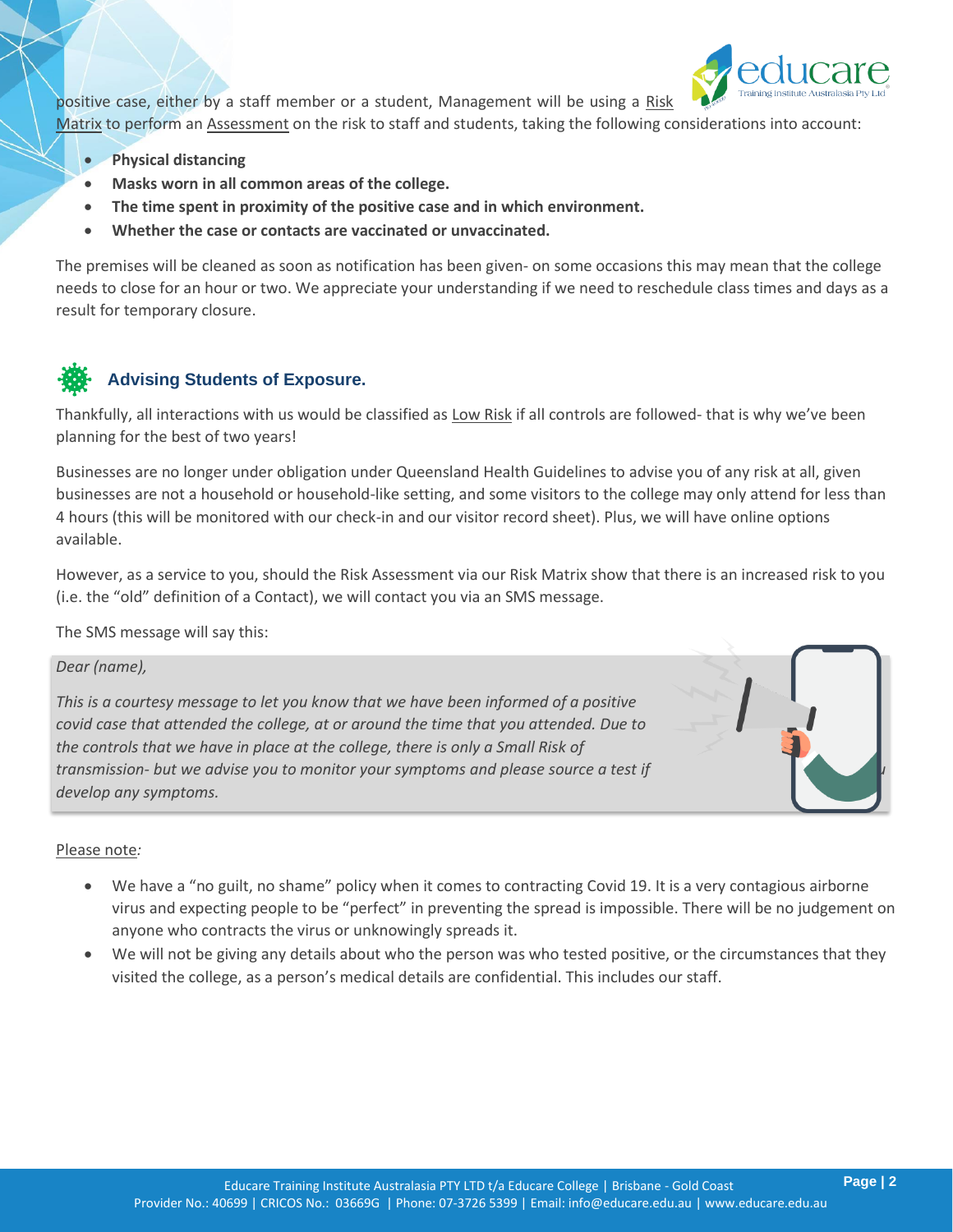positive case, either by a staff member or a student, Management will be using a Risk Matrix to perform an Assessment on the risk to staff and students, taking the following considerations into account:

- **Physical distancing**
- **Masks worn in all common areas of the college.**
- **The time spent in proximity of the positive case and in which environment.**
- **Whether the case or contacts are vaccinated or unvaccinated.**

The premises will be cleaned as soon as notification has been given- on some occasions this may mean that the college needs to close for an hour or two. We appreciate your understanding if we need to reschedule class times and days as a result for temporary closure.

## Advising Students of Exposure.

Thankfully, all interactions with us would be classified as Low Risk if all controls are followed- that is why we've been planning for the best of two years!

Businesses are no longer under obligation under Queensland Health Guidelines to advise you of any risk at all, given businesses are not a household or household-like setting, and some visitors to the college may only attend for less than 4 hours (this will be monitored with our check-in and our visitor record sheet). Plus, we will have online options available.

However, as a service to you, should the Risk Assessment via our Risk Matrix show that there is an increased risk to you (i.e. the "old" definition of a Contact), we will contact you via an SMS message.

The SMS message will say this:

*Dear (name),*

*This is a courtesy message to let you know that we have been informed of a positive covid case that attended the college, at or around the time that you attended. Due to the controls that we have in place at the college, there is only a Small Risk of transmission- but we advise you to monitor your symptoms and please source a test if you develop any symptoms.*

Please note*:*

- We have a "no guilt, no shame" policy when it comes to contracting Covid 19. It is a very contagious airborne virus and expecting people to be "perfect" in preventing the spread is impossible. There will be no judgement on anyone who contracts the virus or unknowingly spreads it.
- We will not be giving any details about who the person was who tested positive, or the circumstances that they visited the college, as a person's medical details are confidential. This includes our staff.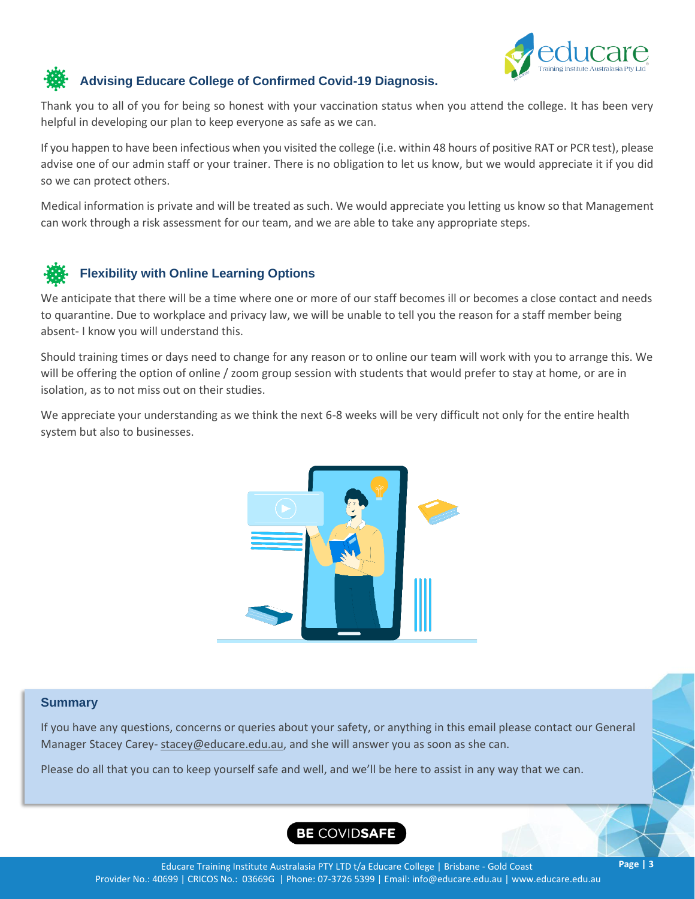## Advising Educare College of Confirmed Covid-19 Diagnosis.

Thank you to all of you for being so honest with your vaccination status when you attend the college. It has been very helpful in developing our plan to keep everyone as safe as we can.

If you happen to have been infectious when you visited the college (i.e. within 48 hours of positive RAT or PCR test), please advise one of our admin staff or your trainer. There is no obligation to let us know, but we would appreciate it if you did so we can protect others.

Medical information is private and will be treated as such. We would appreciate you letting us know so that Management can work through a risk assessment for our team, and we are able to take any appropriate steps.

## Flexibility with Online Learning Options

We anticipate that there will be a time where one or more of our staff becomes ill or becomes a close contact and needs to quarantine. Due to workplace and privacy law, we will be unable to tell you the reason for a staff member being absent- I know you will understand this.

Should training times or days need to change for any reason or to online our team will work with you to arrange this. We will be offering the option of online / zoom group session with students that would prefer to stay at home, or are in isolation, as to not miss out on their studies.

We appreciate your understanding as we think the next 6-8 weeks will be very difficult not only for the entire health system but also to businesses.

### Summary

If you have any questions, concerns or queries about your safety, or anything in this email please contact our General Manager Stacey Carey- stacey@educare.edu.au, and she will answer you as soon as she can.

Please do all that you can to keep yourself safe and well, and we'll be here to assist in any way that we can.

**BE COVIDSAFE**